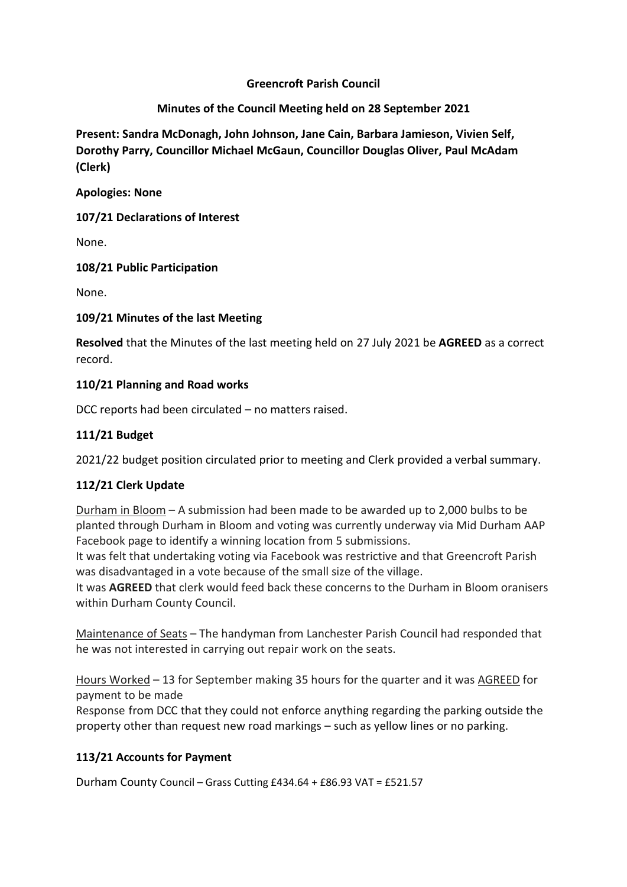**Greencroft Parish Council**

**Minutes of the Council Meeting held on 28 September 2021**

**Present: Sandra McDonagh, John Johnson, Jane Cain, Barbara Jamieson, Vivien Self, Dorothy Parry, Councillor Michael McGaun, Councillor Douglas Oliver, Paul McAdam (Clerk)**

**Apologies: None**

**107/21 Declarations of Interest**

None.

**108/21 Public Participation**

None.

**109/21 Minutes of the last Meeting**

**Resolved** that the Minutes of the last meeting held on 27 July 2021 be **AGREED** as a correct record.

**110/21 Planning and Road works**

DCC reports had been circulated – no matters raised.

**111/21 Budget**

2021/22 budget position circulated prior to meeting and Clerk provided a verbal summary.

**112/21 Clerk Update**

<u>Durham in Bloom</u> – A submission had been made to be awarded up to 2,000 bulbs to be planted through Durham in Bloom and voting was currently underway via Mid Durham AAP Facebook page to identify a winning location from 5 submissions.
It was felt that undertaking voting via Facebook was restrictive and that Greencroft Parish was disadvantaged in a vote because of the small size of the village.
It was **AGREED** that clerk would feed back these concerns to the Durham in Bloom oranisers within Durham County Council.

<u>Maintenance of Seats</u> – The handyman from Lanchester Parish Council had responded that he was not interested in carrying out repair work on the seats.

<u>Hours Worked</u> – 13 for September making 35 hours for the quarter and it was <u>AGREED</u> for payment to be made
Response from DCC that they could not enforce anything regarding the parking outside the property other than request new road markings – such as yellow lines or no parking.

**113/21 Accounts for Payment**

Durham County Council – Grass Cutting £434.64 + £86.93 VAT = £521.57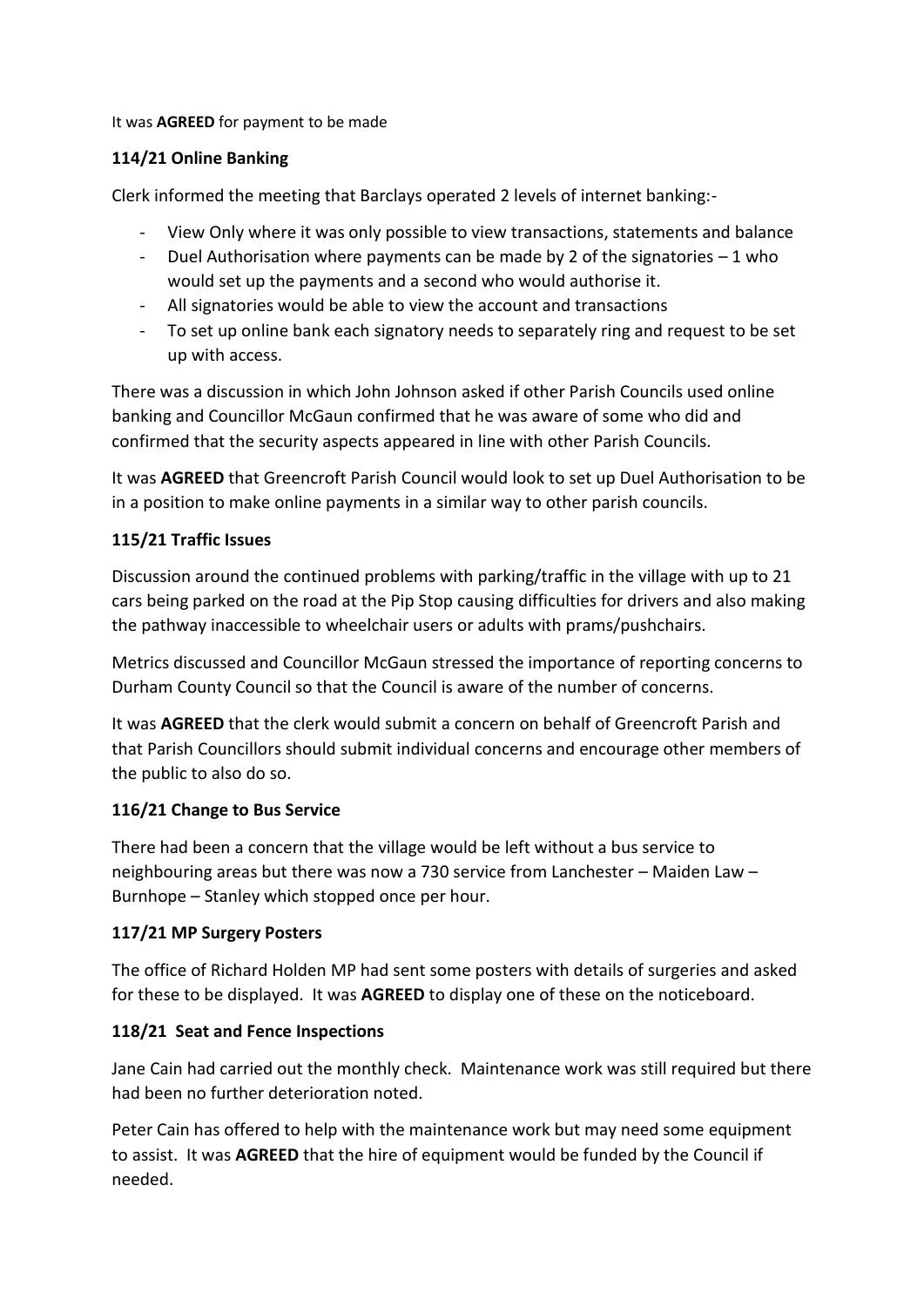It was **AGREED** for payment to be made

**114/21 Online Banking**

Clerk informed the meeting that Barclays operated 2 levels of internet banking:-

- View Only where it was only possible to view transactions, statements and balance
- Duel Authorisation where payments can be made by 2 of the signatories – 1 who would set up the payments and a second who would authorise it.
- All signatories would be able to view the account and transactions
- To set up online bank each signatory needs to separately ring and request to be set up with access.

There was a discussion in which John Johnson asked if other Parish Councils used online banking and Councillor McGaun confirmed that he was aware of some who did and confirmed that the security aspects appeared in line with other Parish Councils.

It was **AGREED** that Greencroft Parish Council would look to set up Duel Authorisation to be in a position to make online payments in a similar way to other parish councils.

**115/21 Traffic Issues**

Discussion around the continued problems with parking/traffic in the village with up to 21 cars being parked on the road at the Pip Stop causing difficulties for drivers and also making the pathway inaccessible to wheelchair users or adults with prams/pushchairs.

Metrics discussed and Councillor McGaun stressed the importance of reporting concerns to Durham County Council so that the Council is aware of the number of concerns.

It was **AGREED** that the clerk would submit a concern on behalf of Greencroft Parish and that Parish Councillors should submit individual concerns and encourage other members of the public to also do so.

**116/21 Change to Bus Service**

There had been a concern that the village would be left without a bus service to neighbouring areas but there was now a 730 service from Lanchester – Maiden Law – Burnhope – Stanley which stopped once per hour.

**117/21 MP Surgery Posters**

The office of Richard Holden MP had sent some posters with details of surgeries and asked for these to be displayed. It was **AGREED** to display one of these on the noticeboard.

**118/21 Seat and Fence Inspections**

Jane Cain had carried out the monthly check. Maintenance work was still required but there had been no further deterioration noted.

Peter Cain has offered to help with the maintenance work but may need some equipment to assist. It was **AGREED** that the hire of equipment would be funded by the Council if needed.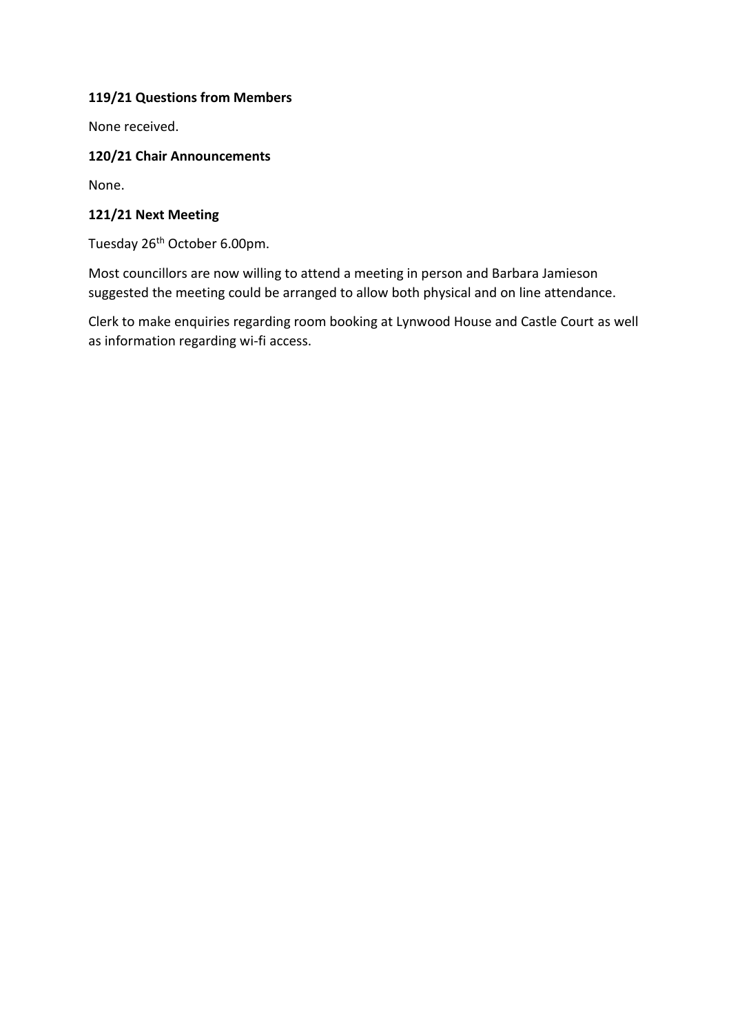**119/21 Questions from Members**

None received.

**120/21 Chair Announcements**

None.

**121/21 Next Meeting**

Tuesday 26th October 6.00pm.

Most councillors are now willing to attend a meeting in person and Barbara Jamieson suggested the meeting could be arranged to allow both physical and on line attendance.

Clerk to make enquiries regarding room booking at Lynwood House and Castle Court as well as information regarding wi-fi access.